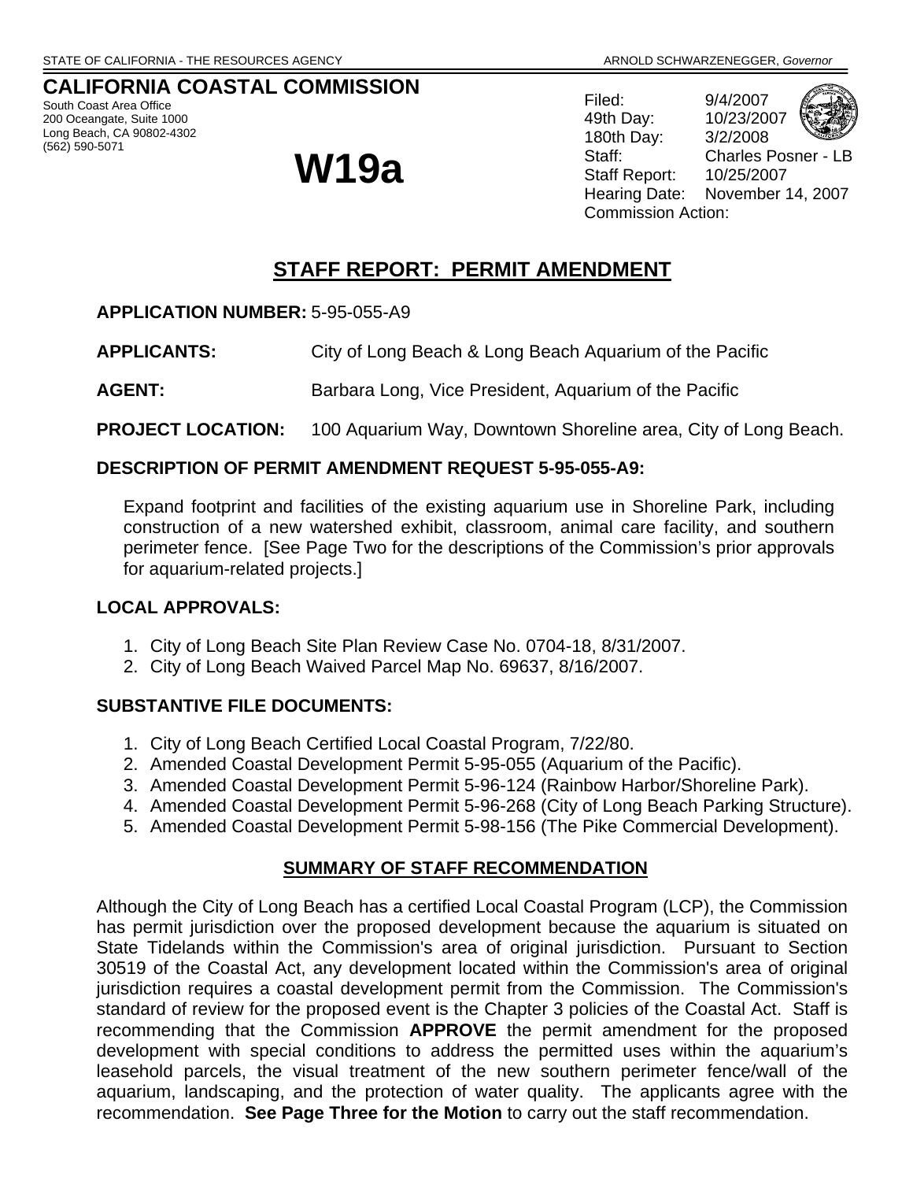STATE OF CALIFORNIA - THE RESOURCES AGENCY ARNOLD SCHWARZENEGGER, *Governor*

# CALIFORNIA COASTAL COMMISSION

South Coast Area Office
200 Oceangate, Suite 1000
Long Beach, CA 90802-4302
(562) 590-5071

# W19a

| | |
|---|---|
| Filed: | 9/4/2007 |
| 49th Day: | 10/23/2007 |
| 180th Day: | 3/2/2008 |
| Staff: | Charles Posner - LB |
| Staff Report: | 10/25/2007 |
| Hearing Date: | November 14, 2007 |
| Commission Action: | |

## STAFF REPORT: PERMIT AMENDMENT

**APPLICATION NUMBER:** 5-95-055-A9

**APPLICANTS:** City of Long Beach & Long Beach Aquarium of the Pacific

**AGENT:** Barbara Long, Vice President, Aquarium of the Pacific

**PROJECT LOCATION:** 100 Aquarium Way, Downtown Shoreline area, City of Long Beach.

**DESCRIPTION OF PERMIT AMENDMENT REQUEST 5-95-055-A9:**

Expand footprint and facilities of the existing aquarium use in Shoreline Park, including construction of a new watershed exhibit, classroom, animal care facility, and southern perimeter fence. [See Page Two for the descriptions of the Commission's prior approvals for aquarium-related projects.]

**LOCAL APPROVALS:**

1. City of Long Beach Site Plan Review Case No. 0704-18, 8/31/2007.
2. City of Long Beach Waived Parcel Map No. 69637, 8/16/2007.

**SUBSTANTIVE FILE DOCUMENTS:**

1. City of Long Beach Certified Local Coastal Program, 7/22/80.
2. Amended Coastal Development Permit 5-95-055 (Aquarium of the Pacific).
3. Amended Coastal Development Permit 5-96-124 (Rainbow Harbor/Shoreline Park).
4. Amended Coastal Development Permit 5-96-268 (City of Long Beach Parking Structure).
5. Amended Coastal Development Permit 5-98-156 (The Pike Commercial Development).

**SUMMARY OF STAFF RECOMMENDATION**

Although the City of Long Beach has a certified Local Coastal Program (LCP), the Commission has permit jurisdiction over the proposed development because the aquarium is situated on State Tidelands within the Commission's area of original jurisdiction. Pursuant to Section 30519 of the Coastal Act, any development located within the Commission's area of original jurisdiction requires a coastal development permit from the Commission. The Commission's standard of review for the proposed event is the Chapter 3 policies of the Coastal Act. Staff is recommending that the Commission **APPROVE** the permit amendment for the proposed development with special conditions to address the permitted uses within the aquarium's leasehold parcels, the visual treatment of the new southern perimeter fence/wall of the aquarium, landscaping, and the protection of water quality. The applicants agree with the recommendation. **See Page Three for the Motion** to carry out the staff recommendation.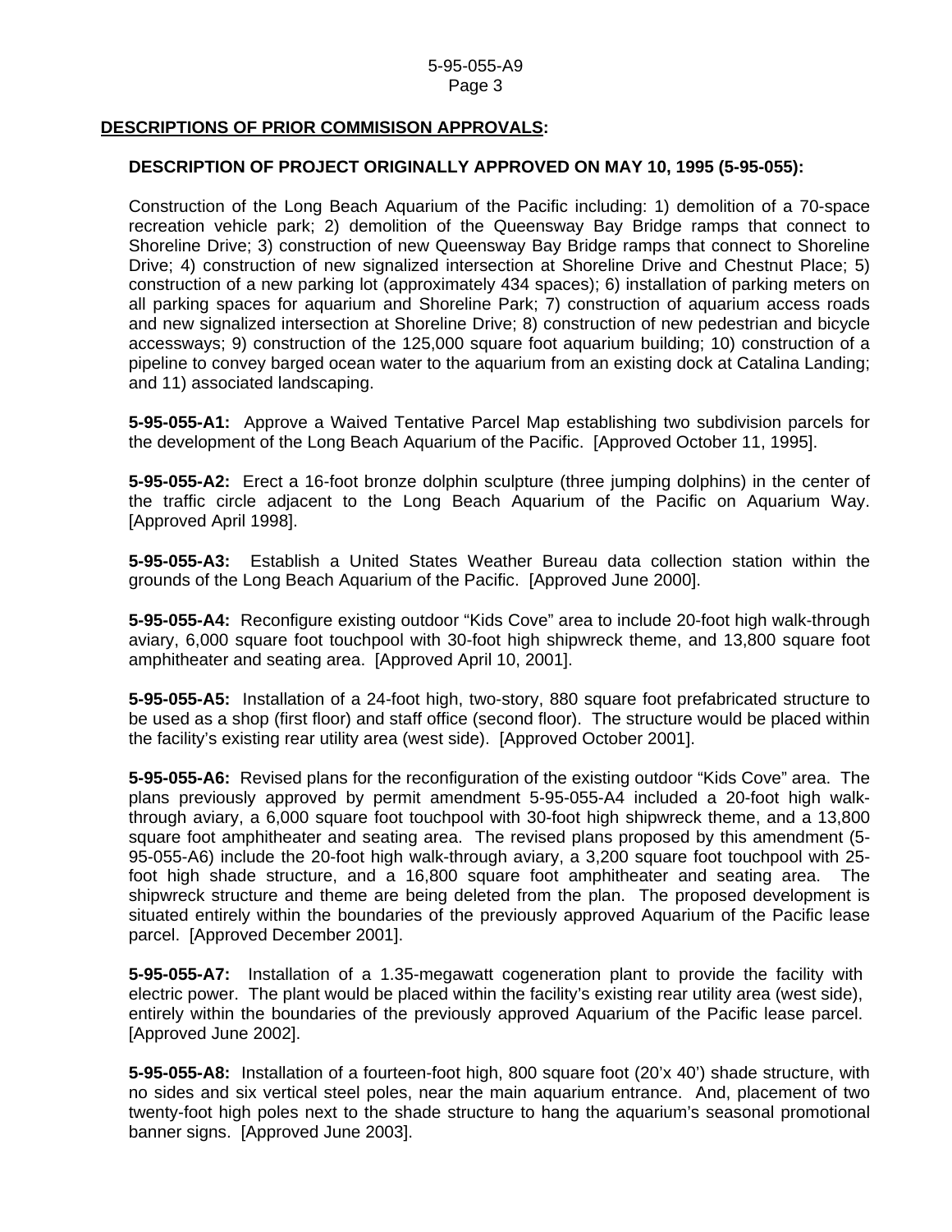## DESCRIPTIONS OF PRIOR COMMISISON APPROVALS:

### DESCRIPTION OF PROJECT ORIGINALLY APPROVED ON MAY 10, 1995 (5-95-055):

Construction of the Long Beach Aquarium of the Pacific including: 1) demolition of a 70-space recreation vehicle park; 2) demolition of the Queensway Bay Bridge ramps that connect to Shoreline Drive; 3) construction of new Queensway Bay Bridge ramps that connect to Shoreline Drive; 4) construction of new signalized intersection at Shoreline Drive and Chestnut Place; 5) construction of a new parking lot (approximately 434 spaces); 6) installation of parking meters on all parking spaces for aquarium and Shoreline Park; 7) construction of aquarium access roads and new signalized intersection at Shoreline Drive; 8) construction of new pedestrian and bicycle accessways; 9) construction of the 125,000 square foot aquarium building; 10) construction of a pipeline to convey barged ocean water to the aquarium from an existing dock at Catalina Landing; and 11) associated landscaping.

**5-95-055-A1:** Approve a Waived Tentative Parcel Map establishing two subdivision parcels for the development of the Long Beach Aquarium of the Pacific. [Approved October 11, 1995].

**5-95-055-A2:** Erect a 16-foot bronze dolphin sculpture (three jumping dolphins) in the center of the traffic circle adjacent to the Long Beach Aquarium of the Pacific on Aquarium Way. [Approved April 1998].

**5-95-055-A3:** Establish a United States Weather Bureau data collection station within the grounds of the Long Beach Aquarium of the Pacific. [Approved June 2000].

**5-95-055-A4:** Reconfigure existing outdoor "Kids Cove" area to include 20-foot high walk-through aviary, 6,000 square foot touchpool with 30-foot high shipwreck theme, and 13,800 square foot amphitheater and seating area. [Approved April 10, 2001].

**5-95-055-A5:** Installation of a 24-foot high, two-story, 880 square foot prefabricated structure to be used as a shop (first floor) and staff office (second floor). The structure would be placed within the facility's existing rear utility area (west side). [Approved October 2001].

**5-95-055-A6:** Revised plans for the reconfiguration of the existing outdoor "Kids Cove" area. The plans previously approved by permit amendment 5-95-055-A4 included a 20-foot high walk-through aviary, a 6,000 square foot touchpool with 30-foot high shipwreck theme, and a 13,800 square foot amphitheater and seating area. The revised plans proposed by this amendment (5-95-055-A6) include the 20-foot high walk-through aviary, a 3,200 square foot touchpool with 25-foot high shade structure, and a 16,800 square foot amphitheater and seating area. The shipwreck structure and theme are being deleted from the plan. The proposed development is situated entirely within the boundaries of the previously approved Aquarium of the Pacific lease parcel. [Approved December 2001].

**5-95-055-A7:** Installation of a 1.35-megawatt cogeneration plant to provide the facility with electric power. The plant would be placed within the facility's existing rear utility area (west side), entirely within the boundaries of the previously approved Aquarium of the Pacific lease parcel. [Approved June 2002].

**5-95-055-A8:** Installation of a fourteen-foot high, 800 square foot (20'x 40') shade structure, with no sides and six vertical steel poles, near the main aquarium entrance. And, placement of two twenty-foot high poles next to the shade structure to hang the aquarium's seasonal promotional banner signs. [Approved June 2003].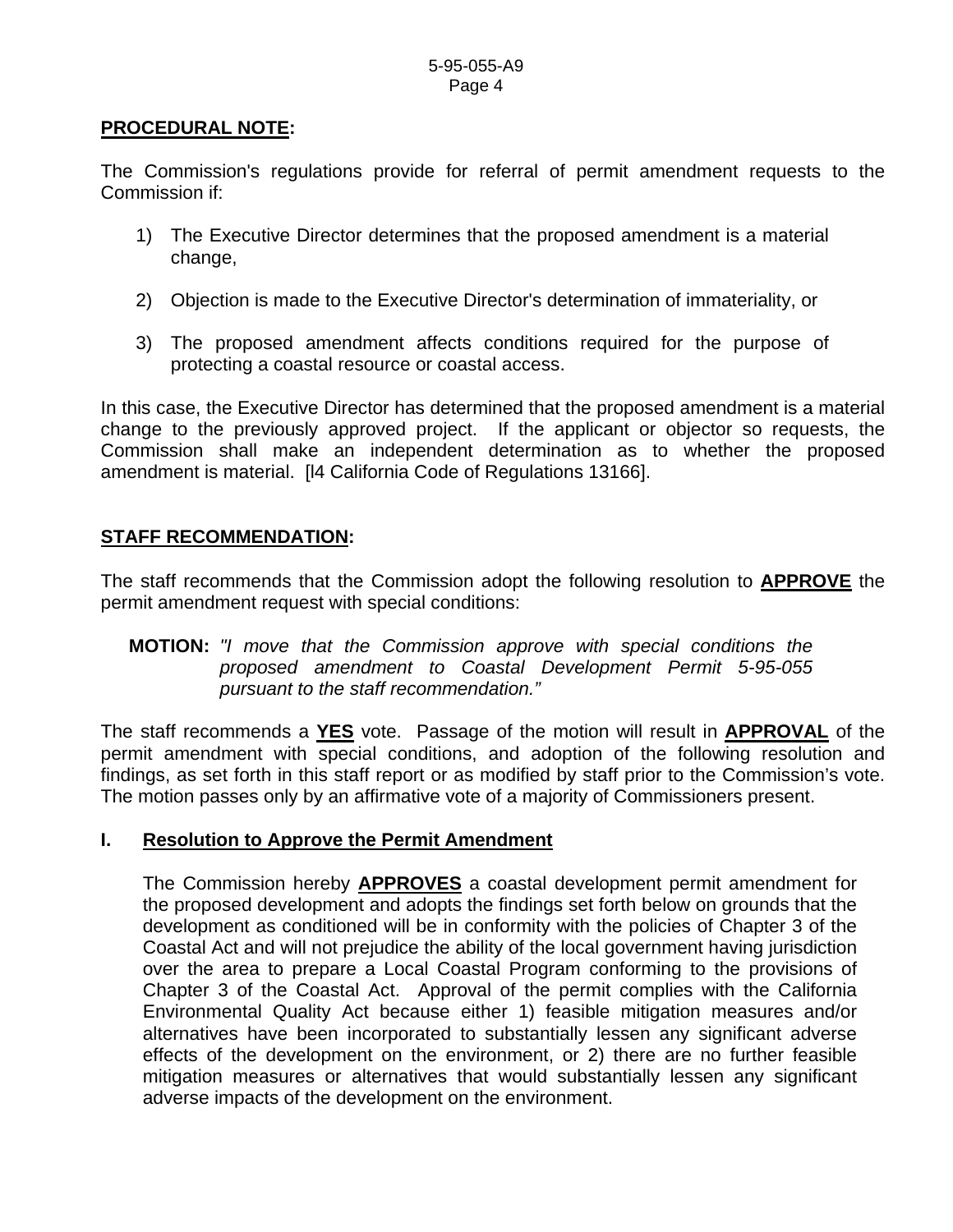**PROCEDURAL NOTE:**

The Commission's regulations provide for referral of permit amendment requests to the Commission if:

1) The Executive Director determines that the proposed amendment is a material change,

2) Objection is made to the Executive Director's determination of immateriality, or

3) The proposed amendment affects conditions required for the purpose of protecting a coastal resource or coastal access.

In this case, the Executive Director has determined that the proposed amendment is a material change to the previously approved project. If the applicant or objector so requests, the Commission shall make an independent determination as to whether the proposed amendment is material. [l4 California Code of Regulations 13166].

**STAFF RECOMMENDATION:**

The staff recommends that the Commission adopt the following resolution to **APPROVE** the permit amendment request with special conditions:

**MOTION:** *"I move that the Commission approve with special conditions the proposed amendment to Coastal Development Permit 5-95-055 pursuant to the staff recommendation."*

The staff recommends a **YES** vote. Passage of the motion will result in **APPROVAL** of the permit amendment with special conditions, and adoption of the following resolution and findings, as set forth in this staff report or as modified by staff prior to the Commission's vote. The motion passes only by an affirmative vote of a majority of Commissioners present.

**I. Resolution to Approve the Permit Amendment**

The Commission hereby **APPROVES** a coastal development permit amendment for the proposed development and adopts the findings set forth below on grounds that the development as conditioned will be in conformity with the policies of Chapter 3 of the Coastal Act and will not prejudice the ability of the local government having jurisdiction over the area to prepare a Local Coastal Program conforming to the provisions of Chapter 3 of the Coastal Act. Approval of the permit complies with the California Environmental Quality Act because either 1) feasible mitigation measures and/or alternatives have been incorporated to substantially lessen any significant adverse effects of the development on the environment, or 2) there are no further feasible mitigation measures or alternatives that would substantially lessen any significant adverse impacts of the development on the environment.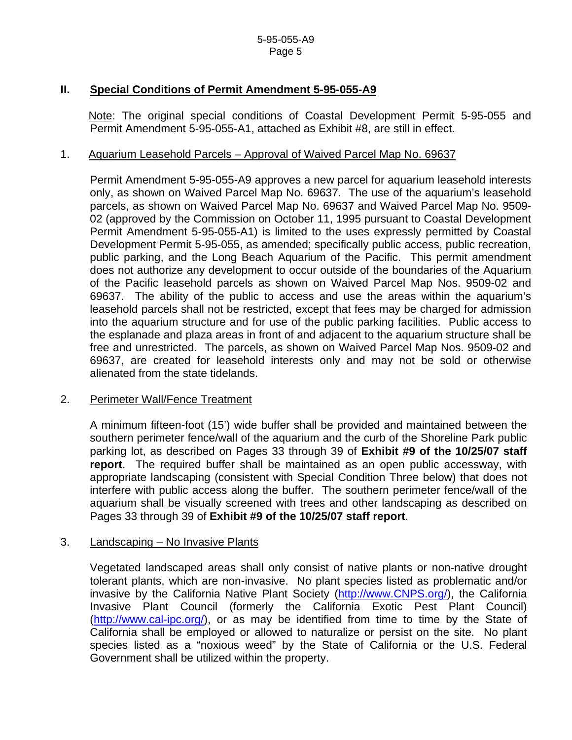## II. Special Conditions of Permit Amendment 5-95-055-A9

Note: The original special conditions of Coastal Development Permit 5-95-055 and Permit Amendment 5-95-055-A1, attached as Exhibit #8, are still in effect.

1. Aquarium Leasehold Parcels – Approval of Waived Parcel Map No. 69637

   Permit Amendment 5-95-055-A9 approves a new parcel for aquarium leasehold interests only, as shown on Waived Parcel Map No. 69637. The use of the aquarium's leasehold parcels, as shown on Waived Parcel Map No. 69637 and Waived Parcel Map No. 9509-02 (approved by the Commission on October 11, 1995 pursuant to Coastal Development Permit Amendment 5-95-055-A1) is limited to the uses expressly permitted by Coastal Development Permit 5-95-055, as amended; specifically public access, public recreation, public parking, and the Long Beach Aquarium of the Pacific. This permit amendment does not authorize any development to occur outside of the boundaries of the Aquarium of the Pacific leasehold parcels as shown on Waived Parcel Map Nos. 9509-02 and 69637. The ability of the public to access and use the areas within the aquarium's leasehold parcels shall not be restricted, except that fees may be charged for admission into the aquarium structure and for use of the public parking facilities. Public access to the esplanade and plaza areas in front of and adjacent to the aquarium structure shall be free and unrestricted. The parcels, as shown on Waived Parcel Map Nos. 9509-02 and 69637, are created for leasehold interests only and may not be sold or otherwise alienated from the state tidelands.

2. Perimeter Wall/Fence Treatment

   A minimum fifteen-foot (15') wide buffer shall be provided and maintained between the southern perimeter fence/wall of the aquarium and the curb of the Shoreline Park public parking lot, as described on Pages 33 through 39 of **Exhibit #9 of the 10/25/07 staff report**. The required buffer shall be maintained as an open public accessway, with appropriate landscaping (consistent with Special Condition Three below) that does not interfere with public access along the buffer. The southern perimeter fence/wall of the aquarium shall be visually screened with trees and other landscaping as described on Pages 33 through 39 of **Exhibit #9 of the 10/25/07 staff report**.

3. Landscaping – No Invasive Plants

   Vegetated landscaped areas shall only consist of native plants or non-native drought tolerant plants, which are non-invasive. No plant species listed as problematic and/or invasive by the California Native Plant Society (http://www.CNPS.org/), the California Invasive Plant Council (formerly the California Exotic Pest Plant Council) (http://www.cal-ipc.org/), or as may be identified from time to time by the State of California shall be employed or allowed to naturalize or persist on the site. No plant species listed as a "noxious weed" by the State of California or the U.S. Federal Government shall be utilized within the property.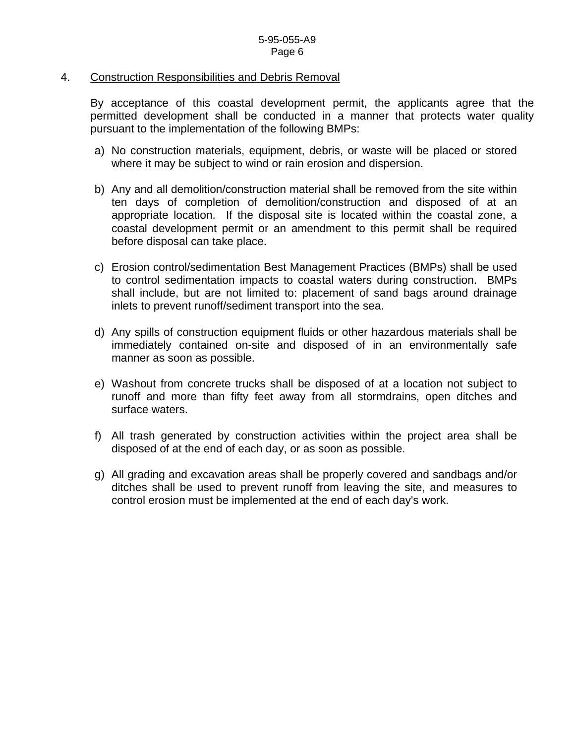4. Construction Responsibilities and Debris Removal

By acceptance of this coastal development permit, the applicants agree that the permitted development shall be conducted in a manner that protects water quality pursuant to the implementation of the following BMPs:

a) No construction materials, equipment, debris, or waste will be placed or stored where it may be subject to wind or rain erosion and dispersion.

b) Any and all demolition/construction material shall be removed from the site within ten days of completion of demolition/construction and disposed of at an appropriate location. If the disposal site is located within the coastal zone, a coastal development permit or an amendment to this permit shall be required before disposal can take place.

c) Erosion control/sedimentation Best Management Practices (BMPs) shall be used to control sedimentation impacts to coastal waters during construction. BMPs shall include, but are not limited to: placement of sand bags around drainage inlets to prevent runoff/sediment transport into the sea.

d) Any spills of construction equipment fluids or other hazardous materials shall be immediately contained on-site and disposed of in an environmentally safe manner as soon as possible.

e) Washout from concrete trucks shall be disposed of at a location not subject to runoff and more than fifty feet away from all stormdrains, open ditches and surface waters.

f) All trash generated by construction activities within the project area shall be disposed of at the end of each day, or as soon as possible.

g) All grading and excavation areas shall be properly covered and sandbags and/or ditches shall be used to prevent runoff from leaving the site, and measures to control erosion must be implemented at the end of each day's work.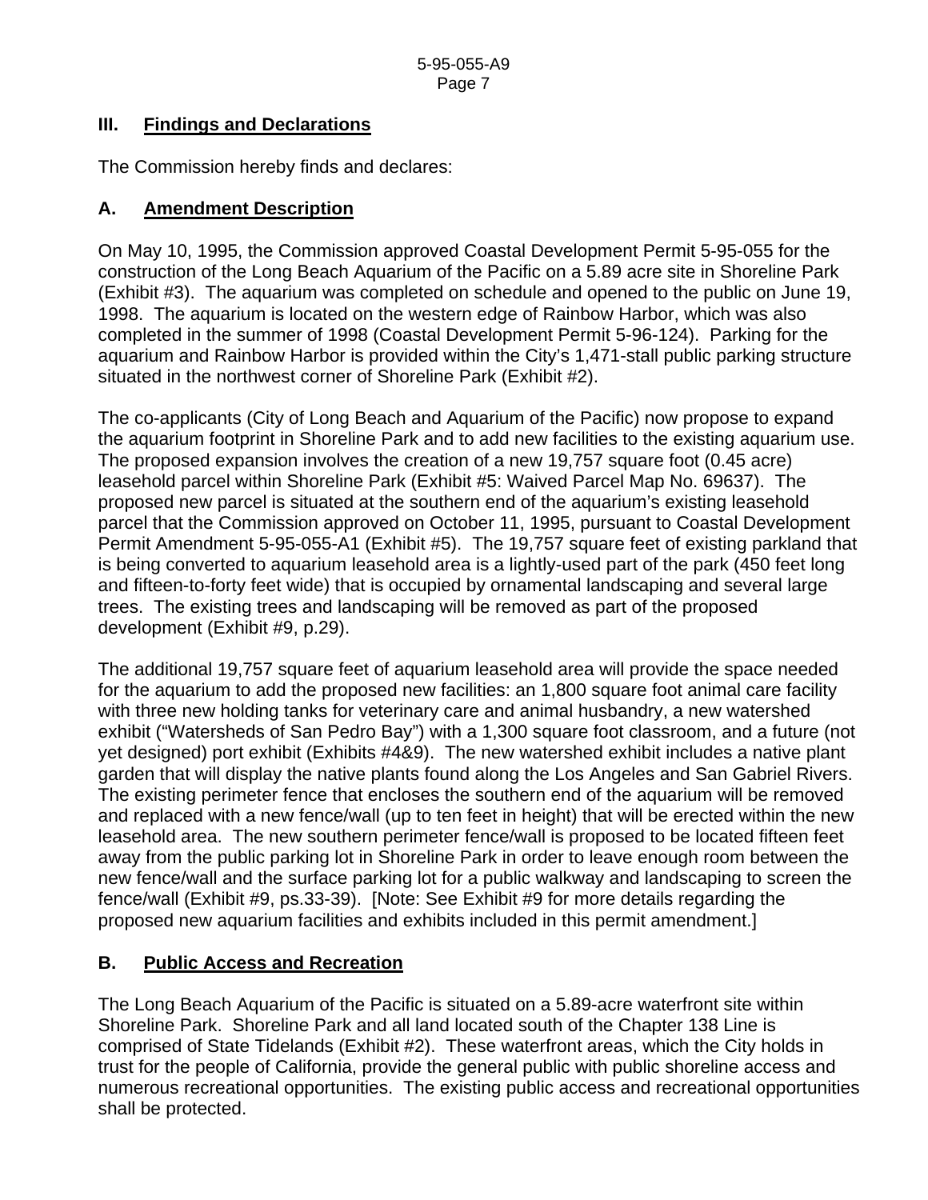## III. Findings and Declarations

The Commission hereby finds and declares:

### A. Amendment Description

On May 10, 1995, the Commission approved Coastal Development Permit 5-95-055 for the construction of the Long Beach Aquarium of the Pacific on a 5.89 acre site in Shoreline Park (Exhibit #3). The aquarium was completed on schedule and opened to the public on June 19, 1998. The aquarium is located on the western edge of Rainbow Harbor, which was also completed in the summer of 1998 (Coastal Development Permit 5-96-124). Parking for the aquarium and Rainbow Harbor is provided within the City's 1,471-stall public parking structure situated in the northwest corner of Shoreline Park (Exhibit #2).

The co-applicants (City of Long Beach and Aquarium of the Pacific) now propose to expand the aquarium footprint in Shoreline Park and to add new facilities to the existing aquarium use. The proposed expansion involves the creation of a new 19,757 square foot (0.45 acre) leasehold parcel within Shoreline Park (Exhibit #5: Waived Parcel Map No. 69637). The proposed new parcel is situated at the southern end of the aquarium's existing leasehold parcel that the Commission approved on October 11, 1995, pursuant to Coastal Development Permit Amendment 5-95-055-A1 (Exhibit #5). The 19,757 square feet of existing parkland that is being converted to aquarium leasehold area is a lightly-used part of the park (450 feet long and fifteen-to-forty feet wide) that is occupied by ornamental landscaping and several large trees. The existing trees and landscaping will be removed as part of the proposed development (Exhibit #9, p.29).

The additional 19,757 square feet of aquarium leasehold area will provide the space needed for the aquarium to add the proposed new facilities: an 1,800 square foot animal care facility with three new holding tanks for veterinary care and animal husbandry, a new watershed exhibit ("Watersheds of San Pedro Bay") with a 1,300 square foot classroom, and a future (not yet designed) port exhibit (Exhibits #4&9). The new watershed exhibit includes a native plant garden that will display the native plants found along the Los Angeles and San Gabriel Rivers. The existing perimeter fence that encloses the southern end of the aquarium will be removed and replaced with a new fence/wall (up to ten feet in height) that will be erected within the new leasehold area. The new southern perimeter fence/wall is proposed to be located fifteen feet away from the public parking lot in Shoreline Park in order to leave enough room between the new fence/wall and the surface parking lot for a public walkway and landscaping to screen the fence/wall (Exhibit #9, ps.33-39). [Note: See Exhibit #9 for more details regarding the proposed new aquarium facilities and exhibits included in this permit amendment.]

### B. Public Access and Recreation

The Long Beach Aquarium of the Pacific is situated on a 5.89-acre waterfront site within Shoreline Park. Shoreline Park and all land located south of the Chapter 138 Line is comprised of State Tidelands (Exhibit #2). These waterfront areas, which the City holds in trust for the people of California, provide the general public with public shoreline access and numerous recreational opportunities. The existing public access and recreational opportunities shall be protected.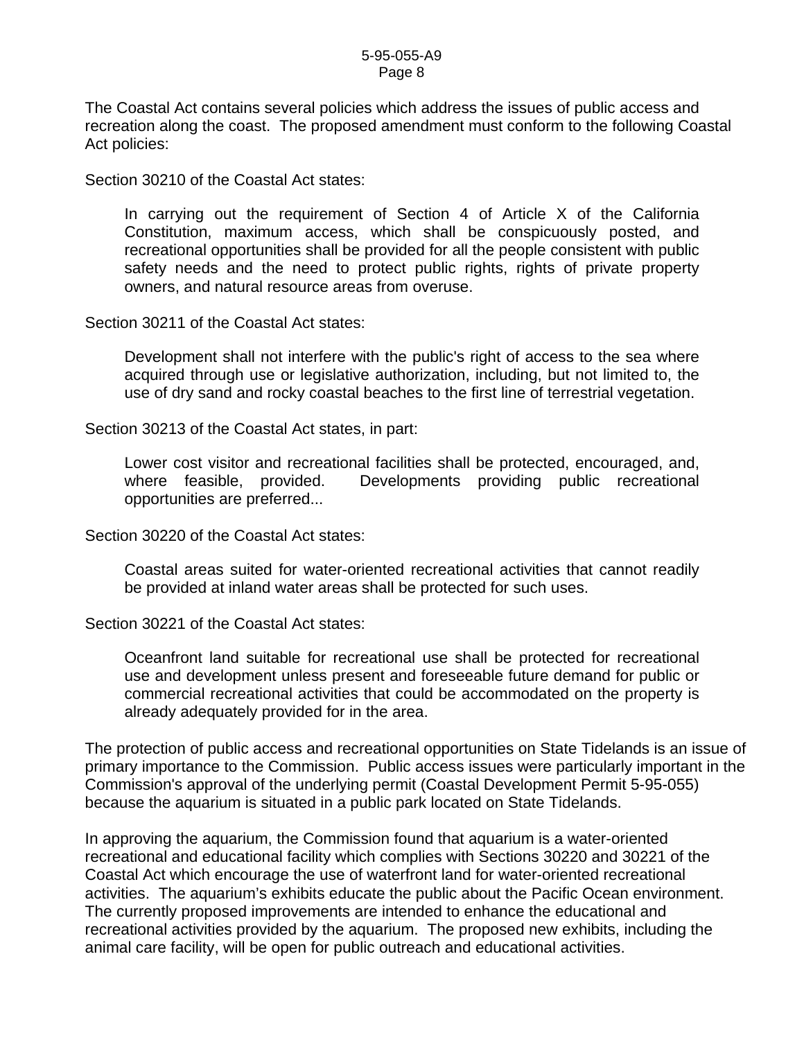The Coastal Act contains several policies which address the issues of public access and recreation along the coast. The proposed amendment must conform to the following Coastal Act policies:

Section 30210 of the Coastal Act states:

> In carrying out the requirement of Section 4 of Article X of the California Constitution, maximum access, which shall be conspicuously posted, and recreational opportunities shall be provided for all the people consistent with public safety needs and the need to protect public rights, rights of private property owners, and natural resource areas from overuse.

Section 30211 of the Coastal Act states:

> Development shall not interfere with the public's right of access to the sea where acquired through use or legislative authorization, including, but not limited to, the use of dry sand and rocky coastal beaches to the first line of terrestrial vegetation.

Section 30213 of the Coastal Act states, in part:

> Lower cost visitor and recreational facilities shall be protected, encouraged, and, where feasible, provided. Developments providing public recreational opportunities are preferred...

Section 30220 of the Coastal Act states:

> Coastal areas suited for water-oriented recreational activities that cannot readily be provided at inland water areas shall be protected for such uses.

Section 30221 of the Coastal Act states:

> Oceanfront land suitable for recreational use shall be protected for recreational use and development unless present and foreseeable future demand for public or commercial recreational activities that could be accommodated on the property is already adequately provided for in the area.

The protection of public access and recreational opportunities on State Tidelands is an issue of primary importance to the Commission. Public access issues were particularly important in the Commission's approval of the underlying permit (Coastal Development Permit 5-95-055) because the aquarium is situated in a public park located on State Tidelands.

In approving the aquarium, the Commission found that aquarium is a water-oriented recreational and educational facility which complies with Sections 30220 and 30221 of the Coastal Act which encourage the use of waterfront land for water-oriented recreational activities. The aquarium's exhibits educate the public about the Pacific Ocean environment. The currently proposed improvements are intended to enhance the educational and recreational activities provided by the aquarium. The proposed new exhibits, including the animal care facility, will be open for public outreach and educational activities.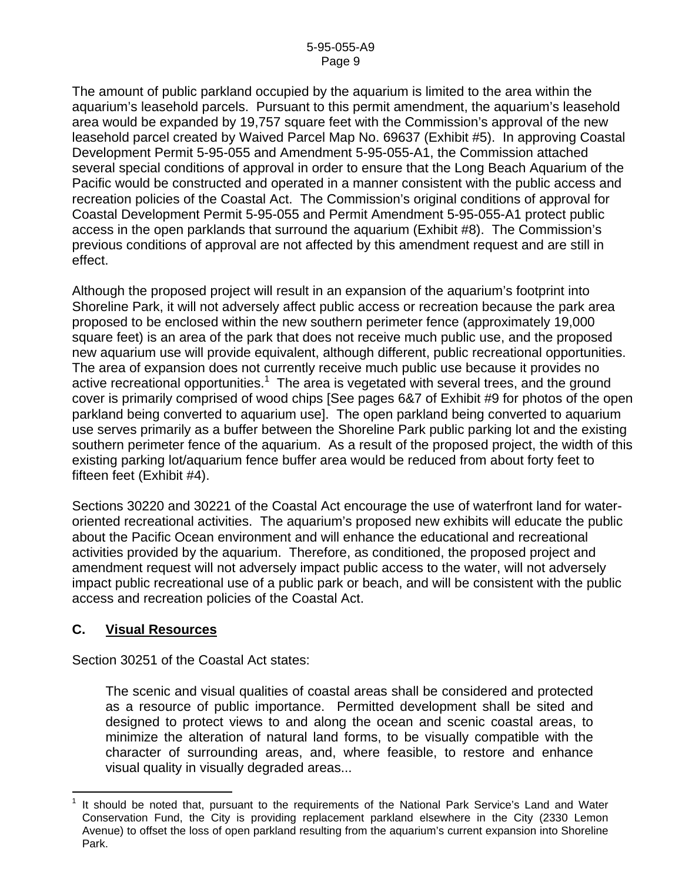The amount of public parkland occupied by the aquarium is limited to the area within the aquarium's leasehold parcels. Pursuant to this permit amendment, the aquarium's leasehold area would be expanded by 19,757 square feet with the Commission's approval of the new leasehold parcel created by Waived Parcel Map No. 69637 (Exhibit #5). In approving Coastal Development Permit 5-95-055 and Amendment 5-95-055-A1, the Commission attached several special conditions of approval in order to ensure that the Long Beach Aquarium of the Pacific would be constructed and operated in a manner consistent with the public access and recreation policies of the Coastal Act. The Commission's original conditions of approval for Coastal Development Permit 5-95-055 and Permit Amendment 5-95-055-A1 protect public access in the open parklands that surround the aquarium (Exhibit #8). The Commission's previous conditions of approval are not affected by this amendment request and are still in effect.

Although the proposed project will result in an expansion of the aquarium's footprint into Shoreline Park, it will not adversely affect public access or recreation because the park area proposed to be enclosed within the new southern perimeter fence (approximately 19,000 square feet) is an area of the park that does not receive much public use, and the proposed new aquarium use will provide equivalent, although different, public recreational opportunities. The area of expansion does not currently receive much public use because it provides no active recreational opportunities.[1] The area is vegetated with several trees, and the ground cover is primarily comprised of wood chips [See pages 6&7 of Exhibit #9 for photos of the open parkland being converted to aquarium use]. The open parkland being converted to aquarium use serves primarily as a buffer between the Shoreline Park public parking lot and the existing southern perimeter fence of the aquarium. As a result of the proposed project, the width of this existing parking lot/aquarium fence buffer area would be reduced from about forty feet to fifteen feet (Exhibit #4).

Sections 30220 and 30221 of the Coastal Act encourage the use of waterfront land for water-oriented recreational activities. The aquarium's proposed new exhibits will educate the public about the Pacific Ocean environment and will enhance the educational and recreational activities provided by the aquarium. Therefore, as conditioned, the proposed project and amendment request will not adversely impact public access to the water, will not adversely impact public recreational use of a public park or beach, and will be consistent with the public access and recreation policies of the Coastal Act.

## C. <u>Visual Resources</u>

Section 30251 of the Coastal Act states:

> The scenic and visual qualities of coastal areas shall be considered and protected as a resource of public importance. Permitted development shall be sited and designed to protect views to and along the ocean and scenic coastal areas, to minimize the alteration of natural land forms, to be visually compatible with the character of surrounding areas, and, where feasible, to restore and enhance visual quality in visually degraded areas...

---

[1] It should be noted that, pursuant to the requirements of the National Park Service's Land and Water Conservation Fund, the City is providing replacement parkland elsewhere in the City (2330 Lemon Avenue) to offset the loss of open parkland resulting from the aquarium's current expansion into Shoreline Park.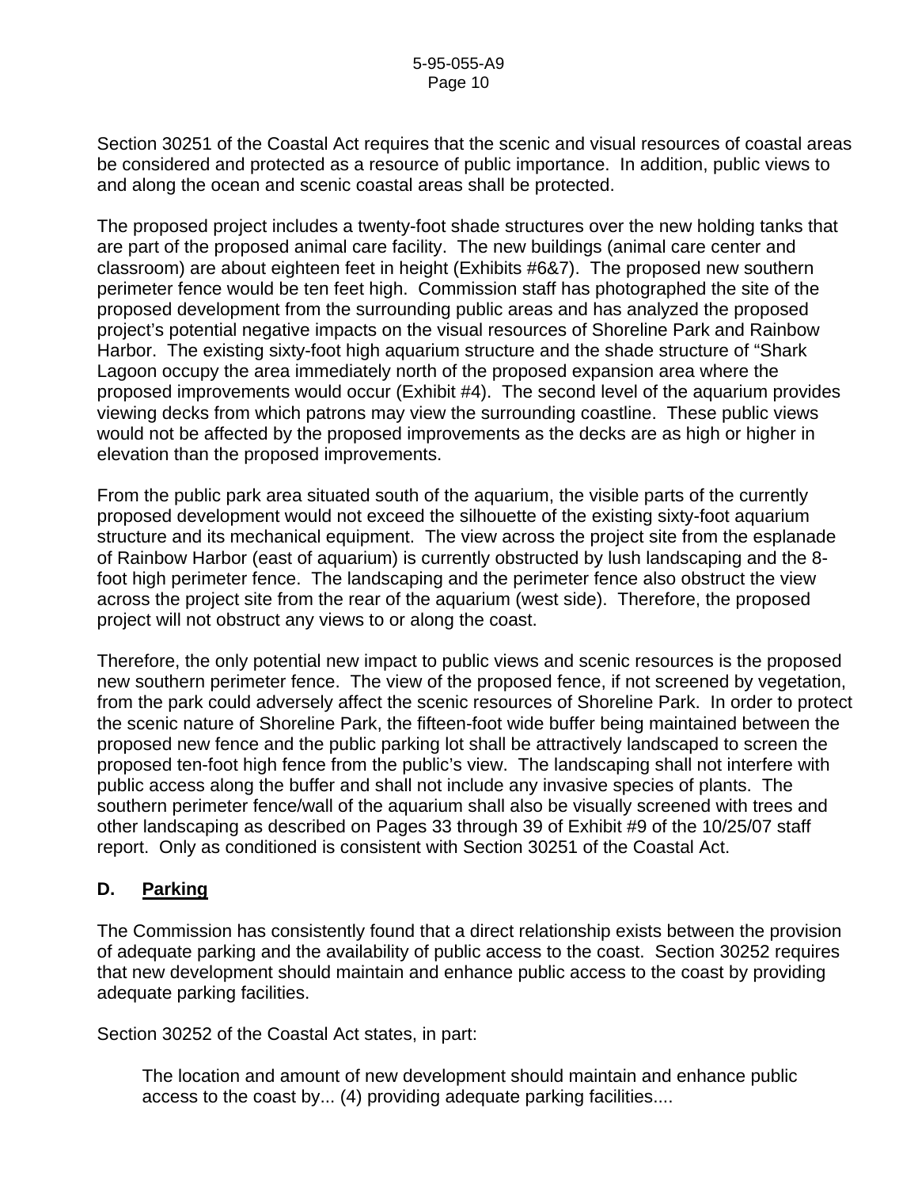Section 30251 of the Coastal Act requires that the scenic and visual resources of coastal areas be considered and protected as a resource of public importance. In addition, public views to and along the ocean and scenic coastal areas shall be protected.

The proposed project includes a twenty-foot shade structures over the new holding tanks that are part of the proposed animal care facility. The new buildings (animal care center and classroom) are about eighteen feet in height (Exhibits #6&7). The proposed new southern perimeter fence would be ten feet high. Commission staff has photographed the site of the proposed development from the surrounding public areas and has analyzed the proposed project's potential negative impacts on the visual resources of Shoreline Park and Rainbow Harbor. The existing sixty-foot high aquarium structure and the shade structure of "Shark Lagoon occupy the area immediately north of the proposed expansion area where the proposed improvements would occur (Exhibit #4). The second level of the aquarium provides viewing decks from which patrons may view the surrounding coastline. These public views would not be affected by the proposed improvements as the decks are as high or higher in elevation than the proposed improvements.

From the public park area situated south of the aquarium, the visible parts of the currently proposed development would not exceed the silhouette of the existing sixty-foot aquarium structure and its mechanical equipment. The view across the proposed project site from the esplanade of Rainbow Harbor (east of aquarium) is currently obstructed by lush landscaping and the 8-foot high perimeter fence. The landscaping and the perimeter fence also obstruct the view across the project site from the rear of the aquarium (west side). Therefore, the proposed project will not obstruct any views to or along the coast.

Therefore, the only potential new impact to public views and scenic resources is the proposed new southern perimeter fence. The view of the proposed fence, if not screened by vegetation, from the park could adversely affect the scenic resources of Shoreline Park. In order to protect the scenic nature of Shoreline Park, the fifteen-foot wide buffer being maintained between the proposed new fence and the public parking lot shall be attractively landscaped to screen the proposed ten-foot high fence from the public's view. The landscaping shall not interfere with public access along the buffer and shall not include any invasive species of plants. The southern perimeter fence/wall of the aquarium shall also be visually screened with trees and other landscaping as described on Pages 33 through 39 of Exhibit #9 of the 10/25/07 staff report. Only as conditioned is consistent with Section 30251 of the Coastal Act.

## D. Parking

The Commission has consistently found that a direct relationship exists between the provision of adequate parking and the availability of public access to the coast. Section 30252 requires that new development should maintain and enhance public access to the coast by providing adequate parking facilities.

Section 30252 of the Coastal Act states, in part:

> The location and amount of new development should maintain and enhance public access to the coast by... (4) providing adequate parking facilities....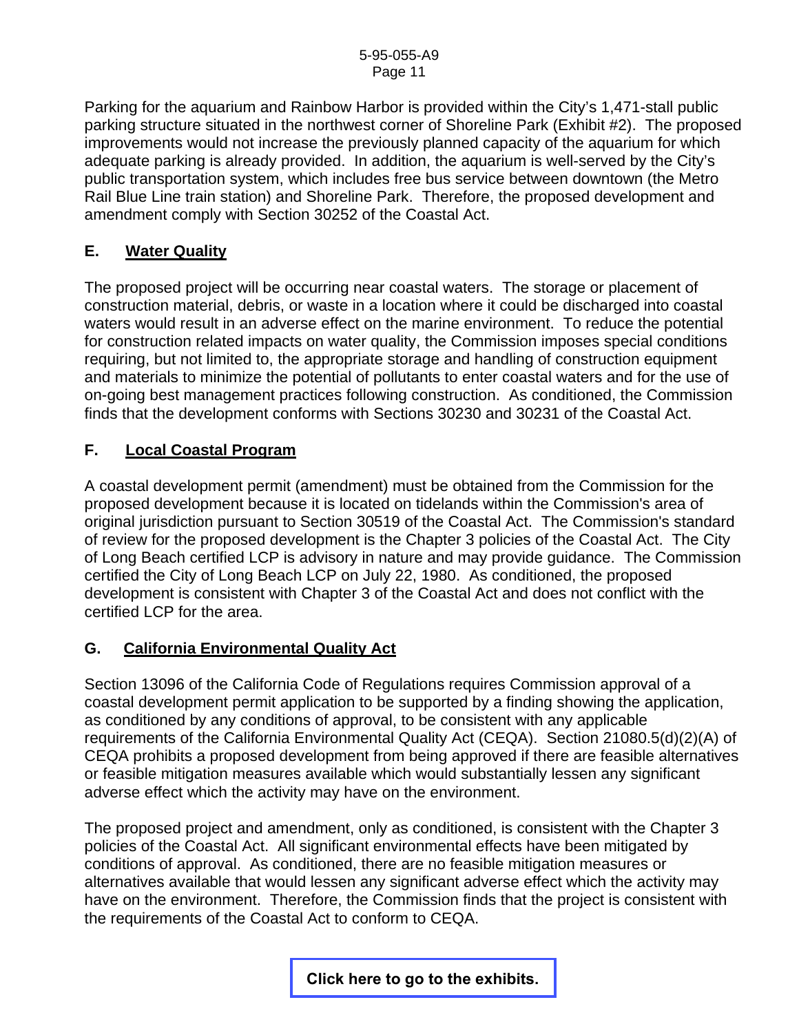Parking for the aquarium and Rainbow Harbor is provided within the City's 1,471-stall public parking structure situated in the northwest corner of Shoreline Park (Exhibit #2). The proposed improvements would not increase the previously planned capacity of the aquarium for which adequate parking is already provided. In addition, the aquarium is well-served by the City's public transportation system, which includes free bus service between downtown (the Metro Rail Blue Line train station) and Shoreline Park. Therefore, the proposed development and amendment comply with Section 30252 of the Coastal Act.

## E. Water Quality

The proposed project will be occurring near coastal waters. The storage or placement of construction material, debris, or waste in a location where it could be discharged into coastal waters would result in an adverse effect on the marine environment. To reduce the potential for construction related impacts on water quality, the Commission imposes special conditions requiring, but not limited to, the appropriate storage and handling of construction equipment and materials to minimize the potential of pollutants to enter coastal waters and for the use of on-going best management practices following construction. As conditioned, the Commission finds that the development conforms with Sections 30230 and 30231 of the Coastal Act.

## F. Local Coastal Program

A coastal development permit (amendment) must be obtained from the Commission for the proposed development because it is located on tidelands within the Commission's area of original jurisdiction pursuant to Section 30519 of the Coastal Act. The Commission's standard of review for the proposed development is the Chapter 3 policies of the Coastal Act. The City of Long Beach certified LCP is advisory in nature and may provide guidance. The Commission certified the City of Long Beach LCP on July 22, 1980. As conditioned, the proposed development is consistent with Chapter 3 of the Coastal Act and does not conflict with the certified LCP for the area.

## G. California Environmental Quality Act

Section 13096 of the California Code of Regulations requires Commission approval of a coastal development permit application to be supported by a finding showing the application, as conditioned by any conditions of approval, to be consistent with any applicable requirements of the California Environmental Quality Act (CEQA). Section 21080.5(d)(2)(A) of CEQA prohibits a proposed development from being approved if there are feasible alternatives or feasible mitigation measures available which would substantially lessen any significant adverse effect which the activity may have on the environment.

The proposed project and amendment, only as conditioned, is consistent with the Chapter 3 policies of the Coastal Act. All significant environmental effects have been mitigated by conditions of approval. As conditioned, there are no feasible mitigation measures or alternatives available that would lessen any significant adverse effect which the activity may have on the environment. Therefore, the Commission finds that the project is consistent with the requirements of the Coastal Act to conform to CEQA.

**Click here to go to the exhibits.**